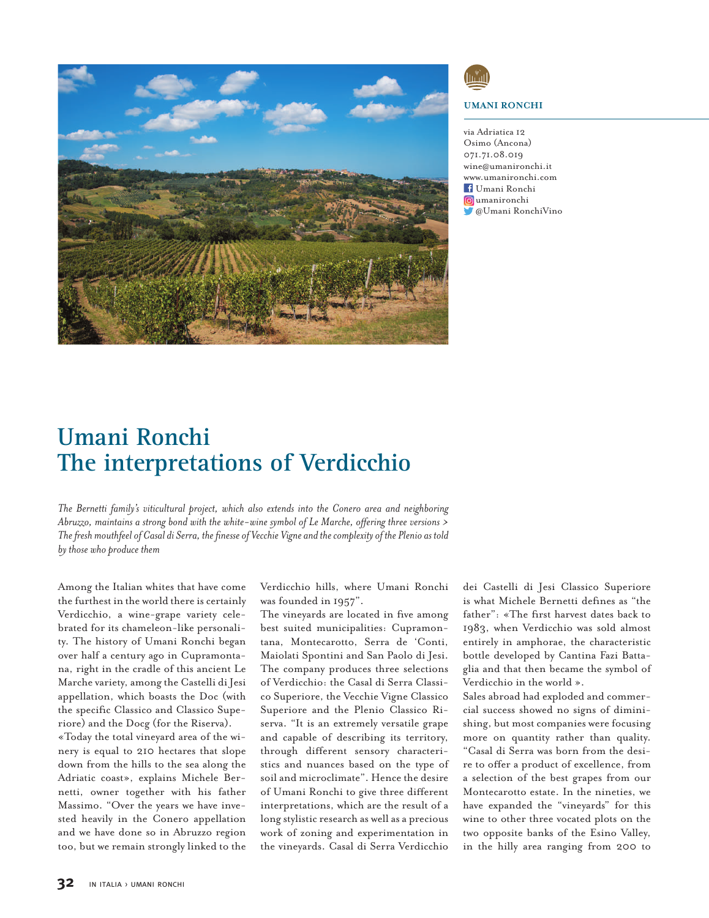**UMANI RONCHI**

via Adriatica 12
Osimo (Ancona)
071.71.08.019
wine@umanironchi.it
www.umanironchi.com
Umani Ronchi
umanironchi
@Umani RonchiVino

# Umani Ronchi
# The interpretations of Verdicchio

*The Bernetti family's viticultural project, which also extends into the Conero area and neighboring Abruzzo, maintains a strong bond with the white-wine symbol of Le Marche, offering three versions > The fresh mouthfeel of Casal di Serra, the finesse of Vecchie Vigne and the complexity of the Plenio as told by those who produce them*

Among the Italian whites that have come the furthest in the world there is certainly Verdicchio, a wine-grape variety celebrated for its chameleon-like personality. The history of Umani Ronchi began over half a century ago in Cupramontana, right in the cradle of this ancient Le Marche variety, among the Castelli di Jesi appellation, which boasts the Doc (with the specific Classico and Classico Superiore) and the Docg (for the Riserva).
«Today the total vineyard area of the winery is equal to 210 hectares that slope down from the hills to the sea along the Adriatic coast», explains Michele Bernetti, owner together with his father Massimo. "Over the years we have invested heavily in the Conero appellation and we have done so in Abruzzo region too, but we remain strongly linked to the Verdicchio hills, where Umani Ronchi was founded in 1957".
The vineyards are located in five among best suited municipalities: Cupramontana, Montecarotto, Serra de 'Conti, Maiolati Spontini and San Paolo di Jesi. The company produces three selections of Verdicchio: the Casal di Serra Classico Superiore, the Vecchie Vigne Classico Superiore and the Plenio Classico Riserva. "It is an extremely versatile grape and capable of describing its territory, through different sensory characteristics and nuances based on the type of soil and microclimate". Hence the desire of Umani Ronchi to give three different interpretations, which are the result of a long stylistic research as well as a precious work of zoning and experimentation in the vineyards. Casal di Serra Verdicchio dei Castelli di Jesi Classico Superiore is what Michele Bernetti defines as "the father": «The first harvest dates back to 1983, when Verdicchio was sold almost entirely in amphorae, the characteristic bottle developed by Cantina Fazi Battaglia and that then became the symbol of Verdicchio in the world ».
Sales abroad had exploded and commercial success showed no signs of diminishing, but most companies were focusing more on quantity rather than quality. "Casal di Serra was born from the desire to offer a product of excellence, from a selection of the best grapes from our Montecarotto estate. In the nineties, we have expanded the "vineyards" for this wine to other three vocated plots on the two opposite banks of the Esino Valley, in the hilly area ranging from 200 to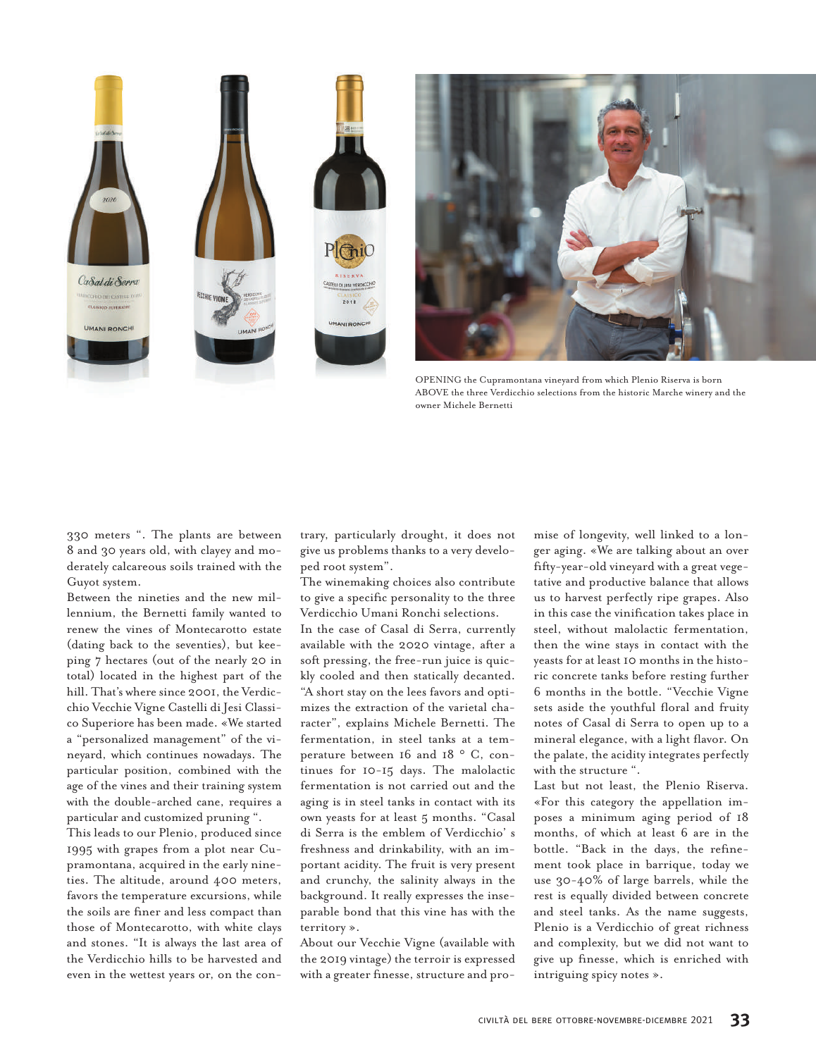OPENING the Cupramontana vineyard from which Plenio Riserva is born
ABOVE the three Verdicchio selections from the historic Marche winery and the owner Michele Bernetti

330 meters ". The plants are between 8 and 30 years old, with clayey and moderately calcareous soils trained with the Guyot system.

Between the nineties and the new millennium, the Bernetti family wanted to renew the vines of Montecarotto estate (dating back to the seventies), but keeping 7 hectares (out of the nearly 20 in total) located in the highest part of the hill. That's where since 2001, the Verdicchio Vecchie Vigne Castelli di Jesi Classico Superiore has been made. «We started a "personalized management" of the vineyard, which continues nowadays. The particular position, combined with the age of the vines and their training system with the double-arched cane, requires a particular and customized pruning ".

This leads to our Plenio, produced since 1995 with grapes from a plot near Cupramontana, acquired in the early nineties. The altitude, around 400 meters, favors the temperature excursions, while the soils are finer and less compact than those of Montecarotto, with white clays and stones. "It is always the last area of the Verdicchio hills to be harvested and even in the wettest years or, on the contrary, particularly drought, it does not give us problems thanks to a very developed root system".

The winemaking choices also contribute to give a specific personality to the three Verdicchio Umani Ronchi selections.

In the case of Casal di Serra, currently available with the 2020 vintage, after a soft pressing, the free-run juice is quickly cooled and then statically decanted. "A short stay on the lees favors and optimizes the extraction of the varietal character", explains Michele Bernetti. The fermentation, in steel tanks at a temperature between 16 and 18 ° C, continues for 10-15 days. The malolactic fermentation is not carried out and the aging is in steel tanks in contact with its own yeasts for at least 5 months. "Casal di Serra is the emblem of Verdicchio' s freshness and drinkability, with an important acidity. The fruit is very present and crunchy, the salinity always in the background. It really expresses the inseparable bond that this vine has with the territory ».

About our Vecchie Vigne (available with the 2019 vintage) the terroir is expressed with a greater finesse, structure and promise of longevity, well linked to a longer aging. «We are talking about an over fifty-year-old vineyard with a great vegetative and productive balance that allows us to harvest perfectly ripe grapes. Also in this case the vinification takes place in steel, without malolactic fermentation, then the wine stays in contact with the yeasts for at least 10 months in the historic concrete tanks before resting further 6 months in the bottle. "Vecchie Vigne sets aside the youthful floral and fruity notes of Casal di Serra to open up to a mineral elegance, with a light flavor. On the palate, the acidity integrates perfectly with the structure ".

Last but not least, the Plenio Riserva. «For this category the appellation imposes a minimum aging period of 18 months, of which at least 6 are in the bottle. "Back in the days, the refinement took place in barrique, today we use 30-40% of large barrels, while the rest is equally divided between concrete and steel tanks. As the name suggests, Plenio is a Verdicchio of great richness and complexity, but we did not want to give up finesse, which is enriched with intriguing spicy notes ».